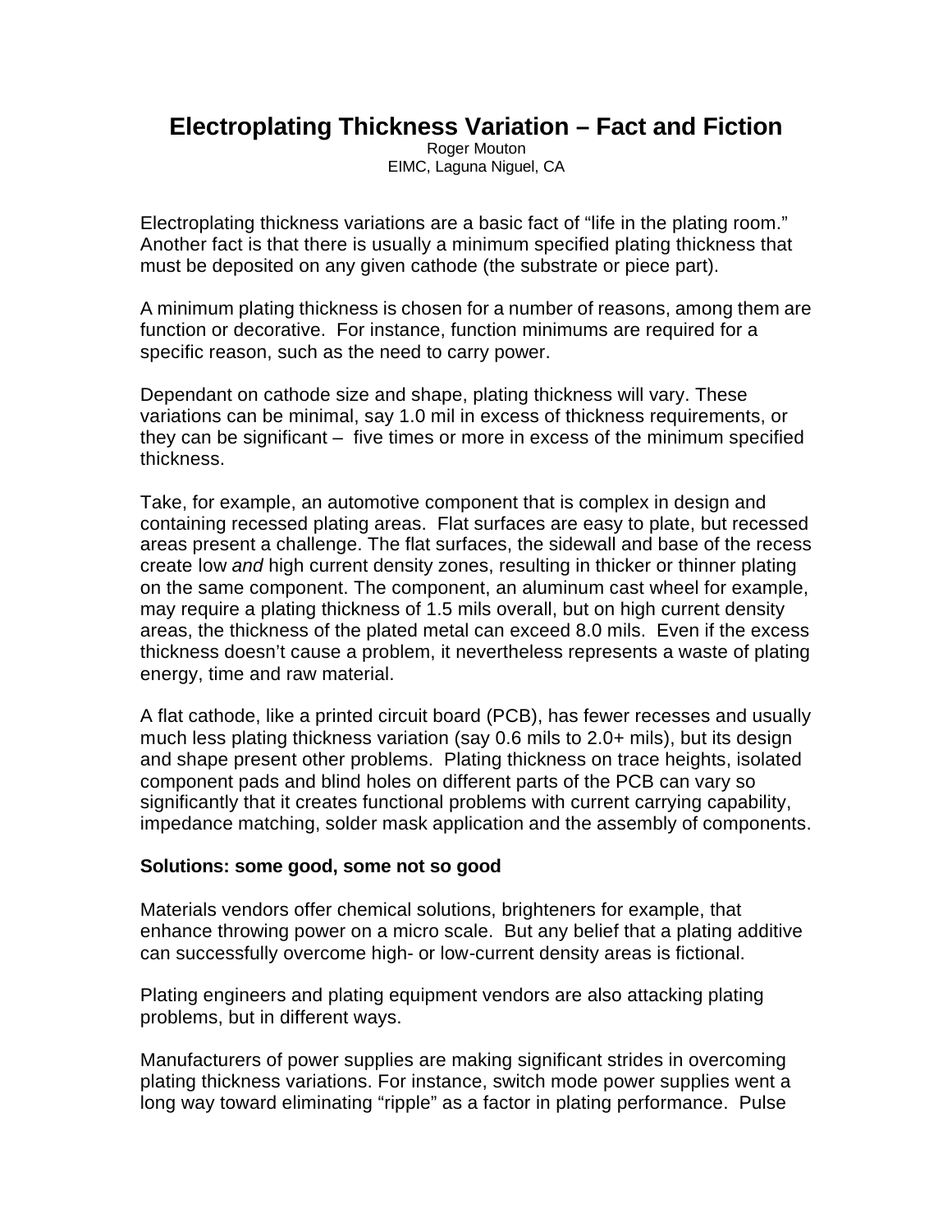# Electroplating Thickness Variation – Fact and Fiction

Roger Mouton
EIMC, Laguna Niguel, CA

Electroplating thickness variations are a basic fact of "life in the plating room." Another fact is that there is usually a minimum specified plating thickness that must be deposited on any given cathode (the substrate or piece part).

A minimum plating thickness is chosen for a number of reasons, among them are function or decorative. For instance, function minimums are required for a specific reason, such as the need to carry power.

Dependant on cathode size and shape, plating thickness will vary. These variations can be minimal, say 1.0 mil in excess of thickness requirements, or they can be significant – five times or more in excess of the minimum specified thickness.

Take, for example, an automotive component that is complex in design and containing recessed plating areas. Flat surfaces are easy to plate, but recessed areas present a challenge. The flat surfaces, the sidewall and base of the recess create low *and* high current density zones, resulting in thicker or thinner plating on the same component. The component, an aluminum cast wheel for example, may require a plating thickness of 1.5 mils overall, but on high current density areas, the thickness of the plated metal can exceed 8.0 mils. Even if the excess thickness doesn't cause a problem, it nevertheless represents a waste of plating energy, time and raw material.

A flat cathode, like a printed circuit board (PCB), has fewer recesses and usually much less plating thickness variation (say 0.6 mils to 2.0+ mils), but its design and shape present other problems. Plating thickness on trace heights, isolated component pads and blind holes on different parts of the PCB can vary so significantly that it creates functional problems with current carrying capability, impedance matching, solder mask application and the assembly of components.

**Solutions: some good, some not so good**

Materials vendors offer chemical solutions, brighteners for example, that enhance throwing power on a micro scale. But any belief that a plating additive can successfully overcome high- or low-current density areas is fictional.

Plating engineers and plating equipment vendors are also attacking plating problems, but in different ways.

Manufacturers of power supplies are making significant strides in overcoming plating thickness variations. For instance, switch mode power supplies went a long way toward eliminating "ripple" as a factor in plating performance. Pulse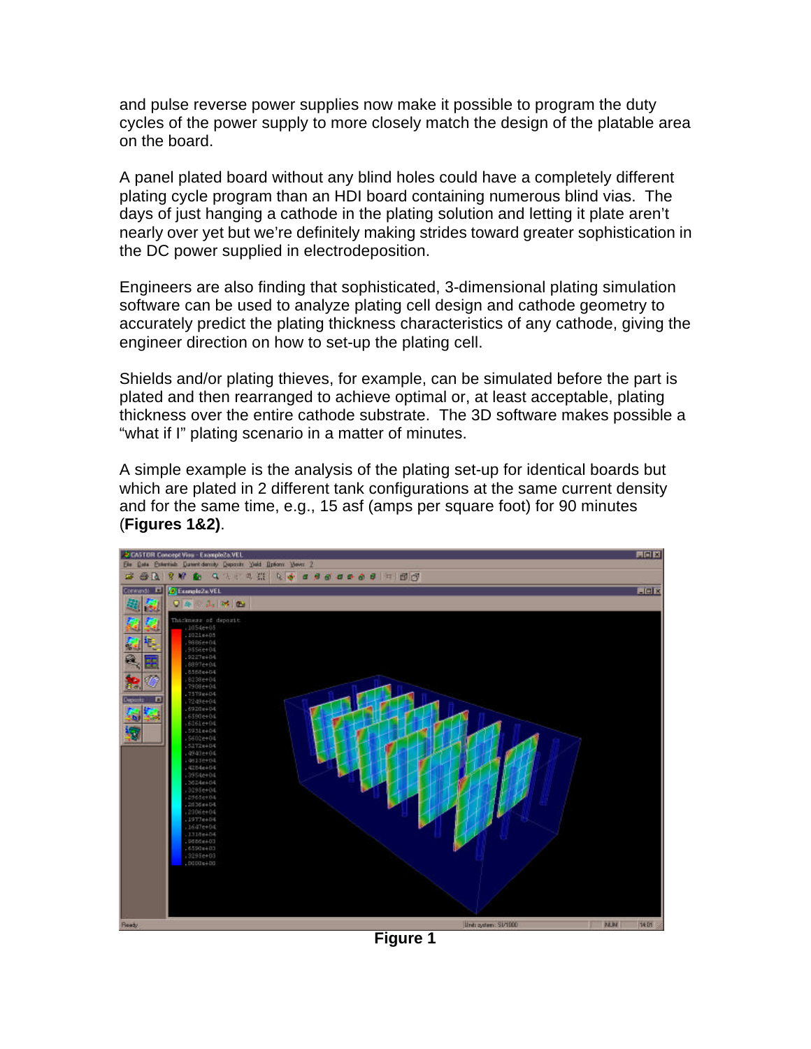and pulse reverse power supplies now make it possible to program the duty cycles of the power supply to more closely match the design of the platable area on the board.

A panel plated board without any blind holes could have a completely different plating cycle program than an HDI board containing numerous blind vias. The days of just hanging a cathode in the plating solution and letting it plate aren't nearly over yet but we're definitely making strides toward greater sophistication in the DC power supplied in electrodeposition.

Engineers are also finding that sophisticated, 3-dimensional plating simulation software can be used to analyze plating cell design and cathode geometry to accurately predict the plating thickness characteristics of any cathode, giving the engineer direction on how to set-up the plating cell.

Shields and/or plating thieves, for example, can be simulated before the part is plated and then rearranged to achieve optimal or, at least acceptable, plating thickness over the entire cathode substrate. The 3D software makes possible a "what if I" plating scenario in a matter of minutes.

A simple example is the analysis of the plating set-up for identical boards but which are plated in 2 different tank configurations at the same current density and for the same time, e.g., 15 asf (amps per square foot) for 90 minutes (**Figures 1&2**).

**Figure 1**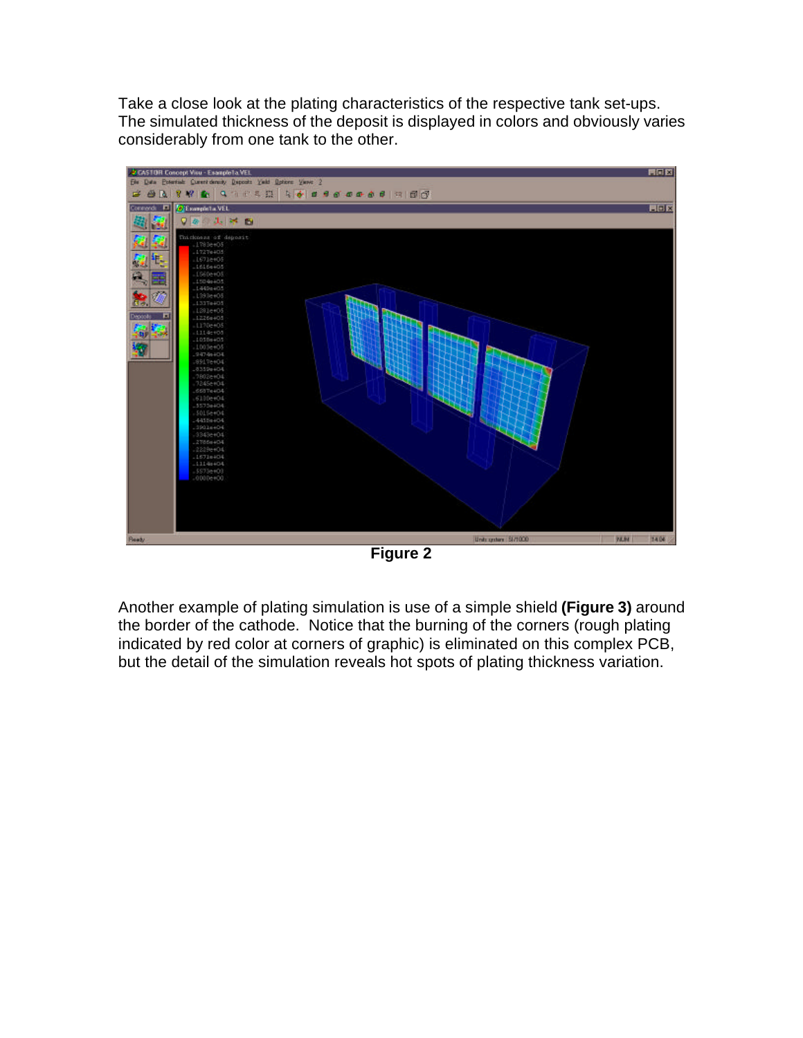Take a close look at the plating characteristics of the respective tank set-ups. The simulated thickness of the deposit is displayed in colors and obviously varies considerably from one tank to the other.

**Figure 2**

Another example of plating simulation is use of a simple shield **(Figure 3)** around the border of the cathode. Notice that the burning of the corners (rough plating indicated by red color at corners of graphic) is eliminated on this complex PCB, but the detail of the simulation reveals hot spots of plating thickness variation.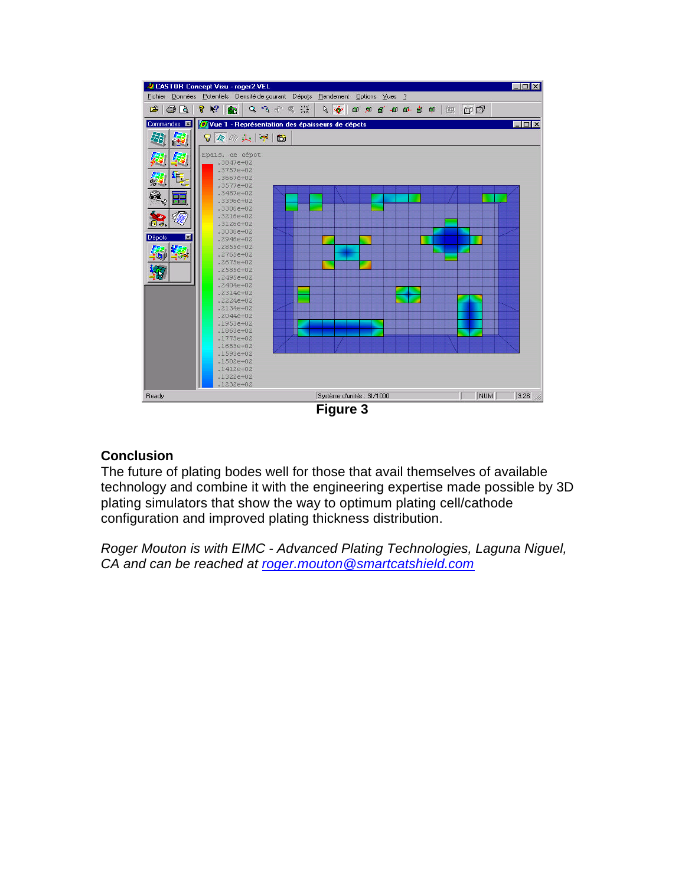CASTOR Concept Visu - roger2.VEL

Fichier Données Potentiels Densité de courant Dépots Rendement Options Vues ?

Commandes

Dépots

Vue 1 - Représentation des épaisseurs de dépots

Epais. de dépot

.3847e+02
.3757e+02
.3667e+02
.3577e+02
.3487e+02
.3396e+02
.3306e+02
.3216e+02
.3126e+02
.3036e+02
.2946e+02
.2855e+02
.2765e+02
.2675e+02
.2585e+02
.2495e+02
.2404e+02
.2314e+02
.2224e+02
.2134e+02
.2044e+02
.1953e+02
.1863e+02
.1773e+02
.1683e+02
.1593e+02
.1502e+02
.1412e+02
.1322e+02
.1232e+02

Ready Système d'unités : SI/1000 NUM 9:26

**Figure 3**

### Conclusion

The future of plating bodes well for those that avail themselves of available technology and combine it with the engineering expertise made possible by 3D plating simulators that show the way to optimum plating cell/cathode configuration and improved plating thickness distribution.

*Roger Mouton is with EIMC - Advanced Plating Technologies, Laguna Niguel, CA and can be reached at [roger.mouton@smartcatshield.com](mailto:roger.mouton@smartcatshield.com)*